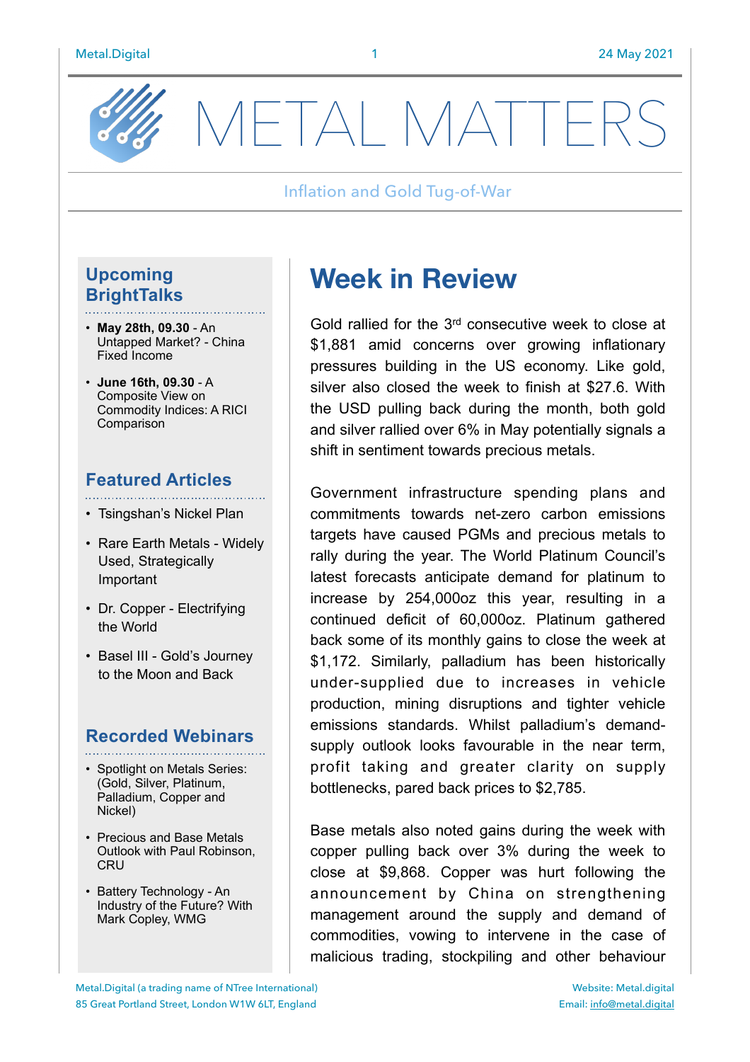# METAL MATTERS

Inflation and Gold Tug-of-War

## Upcoming BrightTalks

- **May 28th, 09.30** - An Untapped Market? - China Fixed Income
- **June 16th, 09.30** - A Composite View on Commodity Indices: A RICI Comparison

## Featured Articles

- Tsingshan's Nickel Plan
- Rare Earth Metals - Widely Used, Strategically Important
- Dr. Copper - Electrifying the World
- Basel III - Gold's Journey to the Moon and Back

## Recorded Webinars

- Spotlight on Metals Series: (Gold, Silver, Platinum, Palladium, Copper and Nickel)
- Precious and Base Metals Outlook with Paul Robinson, CRU
- Battery Technology - An Industry of the Future? With Mark Copley, WMG

## Week in Review

Gold rallied for the 3rd consecutive week to close at $1,881 amid concerns over growing inflationary pressures building in the US economy. Like gold, silver also closed the week to finish at $27.6. With the USD pulling back during the month, both gold and silver rallied over 6% in May potentially signals a shift in sentiment towards precious metals.

Government infrastructure spending plans and commitments towards net-zero carbon emissions targets have caused PGMs and precious metals to rally during the year. The World Platinum Council's latest forecasts anticipate demand for platinum to increase by 254,000oz this year, resulting in a continued deficit of 60,000oz. Platinum gathered back some of its monthly gains to close the week at $1,172. Similarly, palladium has been historically under-supplied due to increases in vehicle production, mining disruptions and tighter vehicle emissions standards. Whilst palladium's demand-supply outlook looks favourable in the near term, profit taking and greater clarity on supply bottlenecks, pared back prices to $2,785.

Base metals also noted gains during the week with copper pulling back over 3% during the week to close at $9,868. Copper was hurt following the announcement by China on strengthening management around the supply and demand of commodities, vowing to intervene in the case of malicious trading, stockpiling and other behaviour

Metal.Digital (a trading name of NTree International)
85 Great Portland Street, London W1W 6LT, England

Website: Metal.digital
Email: info@metal.digital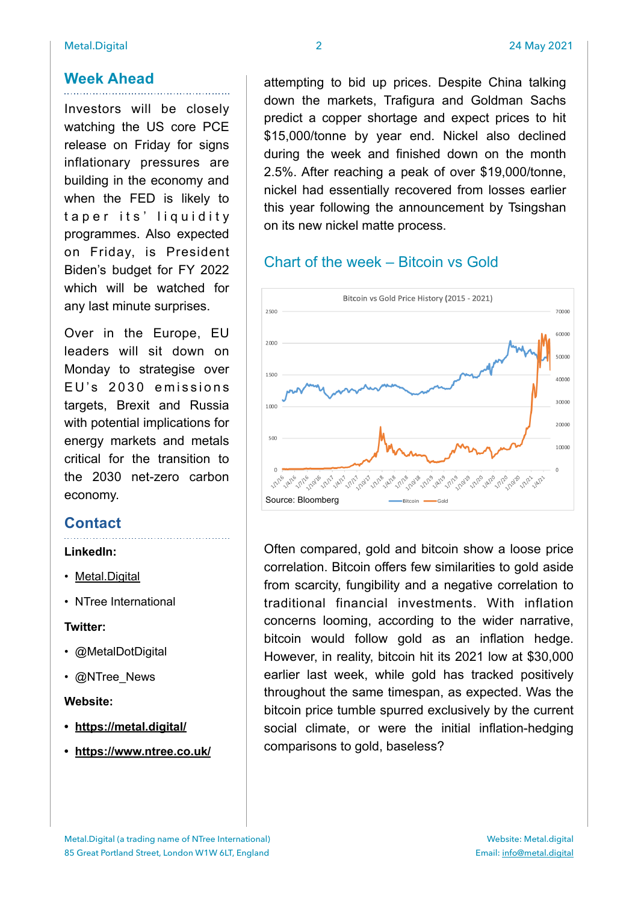## Week Ahead

Investors will be closely watching the US core PCE release on Friday for signs inflationary pressures are building in the economy and when the FED is likely to taper its' liquidity programmes. Also expected on Friday, is President Biden's budget for FY 2022 which will be watched for any last minute surprises.

Over in the Europe, EU leaders will sit down on Monday to strategise over EU's 2030 emissions targets, Brexit and Russia with potential implications for energy markets and metals critical for the transition to the 2030 net-zero carbon economy.

## Contact

**LinkedIn:**

- Metal.Digital
- NTree International

**Twitter:**

- @MetalDotDigital
- @NTree_News

**Website:**

- **https://metal.digital/**
- **https://www.ntree.co.uk/**

attempting to bid up prices. Despite China talking down the markets, Trafigura and Goldman Sachs predict a copper shortage and expect prices to hit $15,000/tonne by year end. Nickel also declined during the week and finished down on the month 2.5%. After reaching a peak of over $19,000/tonne, nickel had essentially recovered from losses earlier this year following the announcement by Tsingshan on its new nickel matte process.

## Chart of the week – Bitcoin vs Gold

Source: Bloomberg

Often compared, gold and bitcoin show a loose price correlation. Bitcoin offers few similarities to gold aside from scarcity, fungibility and a negative correlation to traditional financial investments. With inflation concerns looming, according to the wider narrative, bitcoin would follow gold as an inflation hedge. However, in reality, bitcoin hit its 2021 low at $30,000 earlier last week, while gold has tracked positively throughout the same timespan, as expected. Was the bitcoin price tumble spurred exclusively by the current social climate, or were the initial inflation-hedging comparisons to gold, baseless?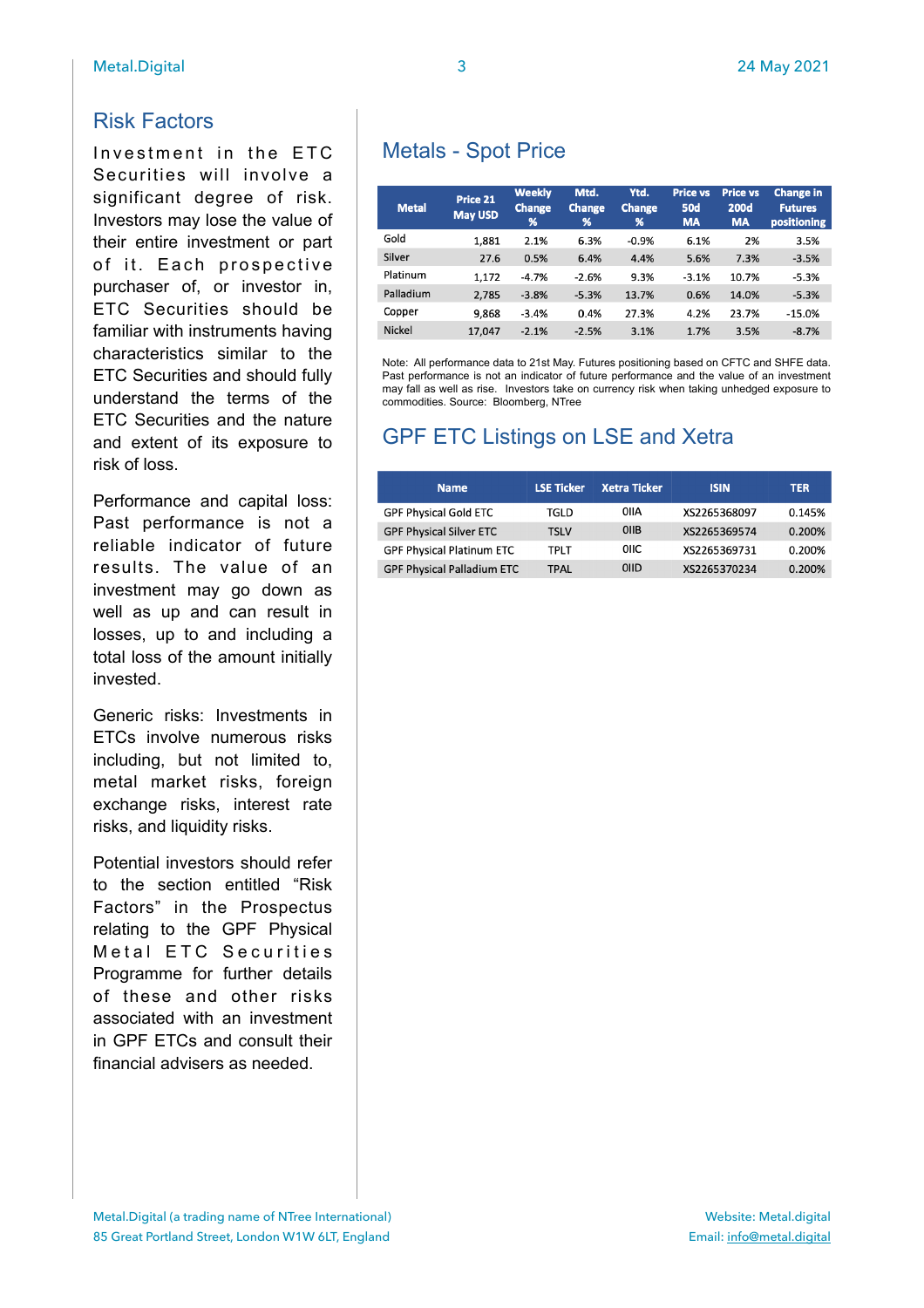## Risk Factors

Investment in the ETC Securities will involve a significant degree of risk. Investors may lose the value of their entire investment or part of it. Each prospective purchaser of, or investor in, ETC Securities should be familiar with instruments having characteristics similar to the ETC Securities and should fully understand the terms of the ETC Securities and the nature and extent of its exposure to risk of loss.

Performance and capital loss: Past performance is not a reliable indicator of future results. The value of an investment may go down as well as up and can result in losses, up to and including a total loss of the amount initially invested.

Generic risks: Investments in ETCs involve numerous risks including, but not limited to, metal market risks, foreign exchange risks, interest rate risks, and liquidity risks.

Potential investors should refer to the section entitled "Risk Factors" in the Prospectus relating to the GPF Physical Metal ETC Securities Programme for further details of these and other risks associated with an investment in GPF ETCs and consult their financial advisers as needed.

## Metals - Spot Price

| Metal | Price 21 May USD | Weekly Change % | Mtd. Change % | Ytd. Change % | Price vs 50d MA | Price vs 200d MA | Change in Futures positioning |
|---|---|---|---|---|---|---|---|
| Gold | 1,881 | 2.1% | 6.3% | -0.9% | 6.1% | 2% | 3.5% |
| Silver | 27.6 | 0.5% | 6.4% | 4.4% | 5.6% | 7.3% | -3.5% |
| Platinum | 1,172 | -4.7% | -2.6% | 9.3% | -3.1% | 10.7% | -5.3% |
| Palladium | 2,785 | -3.8% | -5.3% | 13.7% | 0.6% | 14.0% | -5.3% |
| Copper | 9,868 | -3.4% | 0.4% | 27.3% | 4.2% | 23.7% | -15.0% |
| Nickel | 17,047 | -2.1% | -2.5% | 3.1% | 1.7% | 3.5% | -8.7% |

Note: All performance data to 21st May. Futures positioning based on CFTC and SHFE data. Past performance is not an indicator of future performance and the value of an investment may fall as well as rise. Investors take on currency risk when taking unhedged exposure to commodities. Source: Bloomberg, NTree

## GPF ETC Listings on LSE and Xetra

| Name | LSE Ticker | Xetra Ticker | ISIN | TER |
|---|---|---|---|---|
| GPF Physical Gold ETC | TGLD | 0IIA | XS2265368097 | 0.145% |
| GPF Physical Silver ETC | TSLV | 0IIB | XS2265369574 | 0.200% |
| GPF Physical Platinum ETC | TPLT | 0IIC | XS2265369731 | 0.200% |
| GPF Physical Palladium ETC | TPAL | 0IID | XS2265370234 | 0.200% |

Metal.Digital (a trading name of NTree International)
85 Great Portland Street, London W1W 6LT, England

Website: Metal.digital
Email: info@metal.digital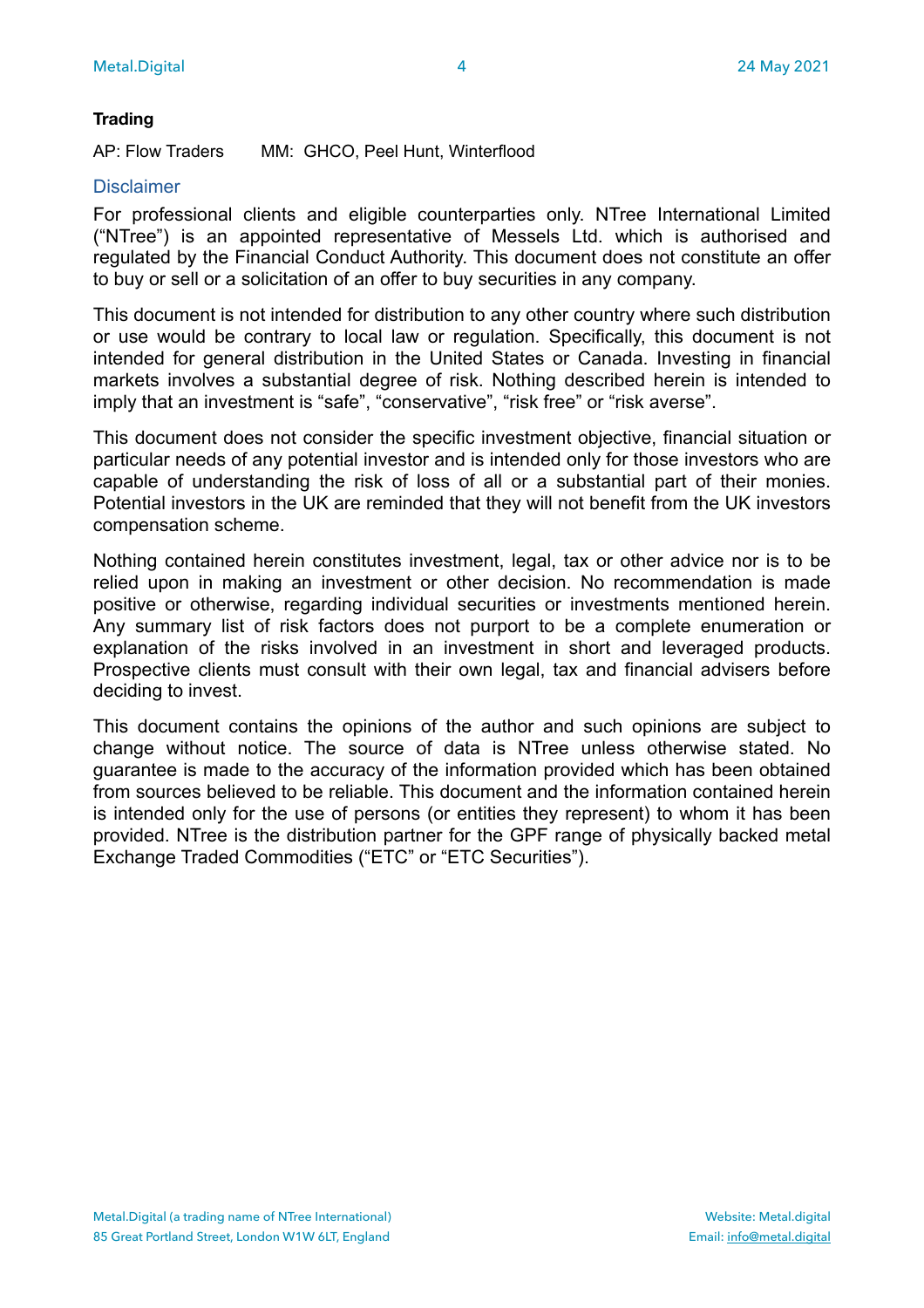**Trading**

AP: Flow Traders     MM: GHCO, Peel Hunt, Winterflood

## Disclaimer

For professional clients and eligible counterparties only. NTree International Limited ("NTree") is an appointed representative of Messels Ltd. which is authorised and regulated by the Financial Conduct Authority. This document does not constitute an offer to buy or sell or a solicitation of an offer to buy securities in any company.

This document is not intended for distribution to any other country where such distribution or use would be contrary to local law or regulation. Specifically, this document is not intended for general distribution in the United States or Canada. Investing in financial markets involves a substantial degree of risk. Nothing described herein is intended to imply that an investment is "safe", "conservative", "risk free" or "risk averse".

This document does not consider the specific investment objective, financial situation or particular needs of any potential investor and is intended only for those investors who are capable of understanding the risk of loss of all or a substantial part of their monies. Potential investors in the UK are reminded that they will not benefit from the UK investors compensation scheme.

Nothing contained herein constitutes investment, legal, tax or other advice nor is to be relied upon in making an investment or other decision. No recommendation is made positive or otherwise, regarding individual securities or investments mentioned herein. Any summary list of risk factors does not purport to be a complete enumeration or explanation of the risks involved in an investment in short and leveraged products. Prospective clients must consult with their own legal, tax and financial advisers before deciding to invest.

This document contains the opinions of the author and such opinions are subject to change without notice. The source of data is NTree unless otherwise stated. No guarantee is made to the accuracy of the information provided which has been obtained from sources believed to be reliable. This document and the information contained herein is intended only for the use of persons (or entities they represent) to whom it has been provided. NTree is the distribution partner for the GPF range of physically backed metal Exchange Traded Commodities ("ETC" or "ETC Securities").

Metal.Digital (a trading name of NTree International)
85 Great Portland Street, London W1W 6LT, England

Website: Metal.digital
Email: info@metal.digital